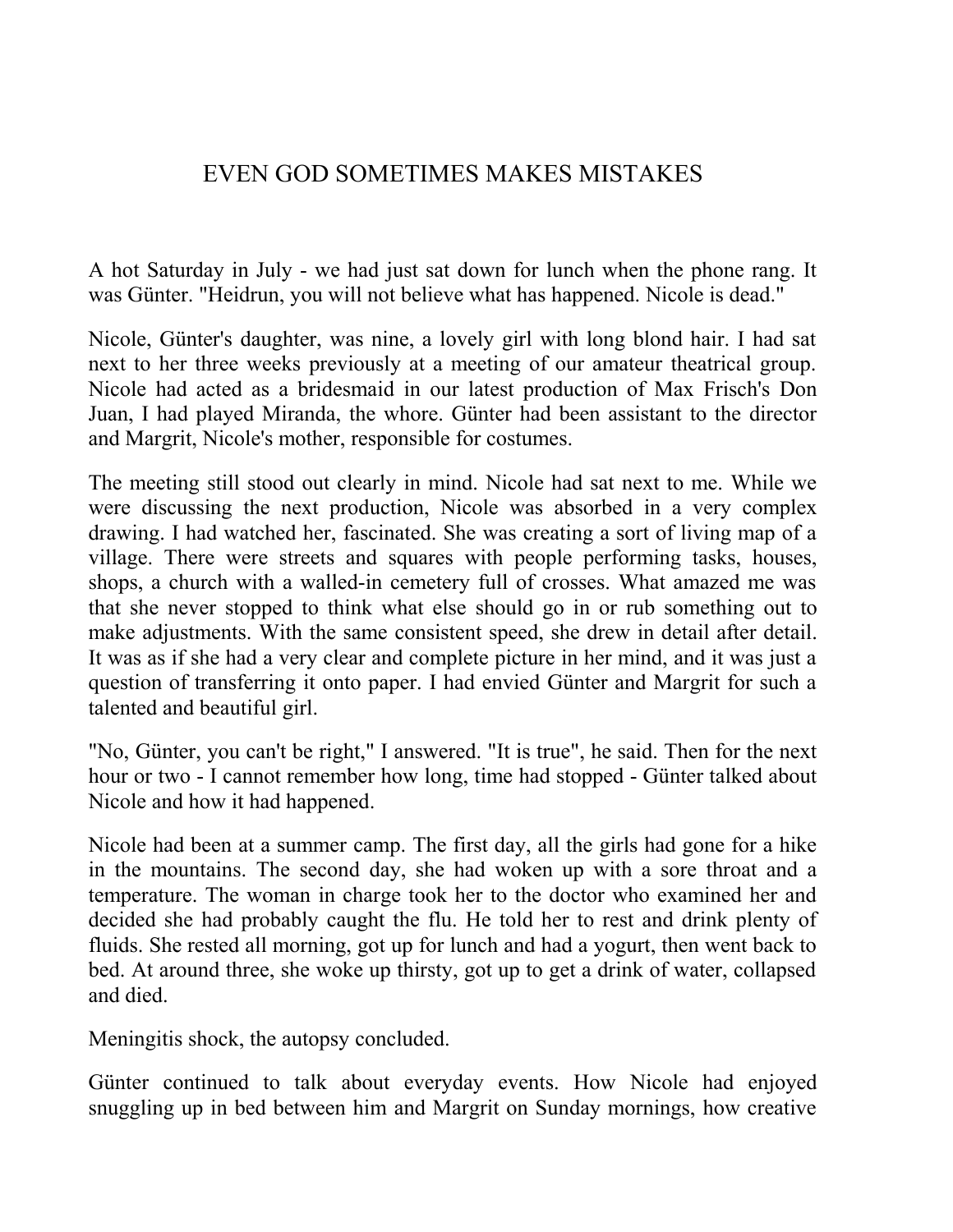# EVEN GOD SOMETIMES MAKES MISTAKES

A hot Saturday in July - we had just sat down for lunch when the phone rang. It was Günter. "Heidrun, you will not believe what has happened. Nicole is dead."

Nicole, Günter's daughter, was nine, a lovely girl with long blond hair. I had sat next to her three weeks previously at a meeting of our amateur theatrical group. Nicole had acted as a bridesmaid in our latest production of Max Frisch's Don Juan, I had played Miranda, the whore. Günter had been assistant to the director and Margrit, Nicole's mother, responsible for costumes.

The meeting still stood out clearly in mind. Nicole had sat next to me. While we were discussing the next production, Nicole was absorbed in a very complex drawing. I had watched her, fascinated. She was creating a sort of living map of a village. There were streets and squares with people performing tasks, houses, shops, a church with a walled-in cemetery full of crosses. What amazed me was that she never stopped to think what else should go in or rub something out to make adjustments. With the same consistent speed, she drew in detail after detail. It was as if she had a very clear and complete picture in her mind, and it was just a question of transferring it onto paper. I had envied Günter and Margrit for such a talented and beautiful girl.

"No, Günter, you can't be right," I answered. "It is true", he said. Then for the next hour or two - I cannot remember how long, time had stopped - Günter talked about Nicole and how it had happened.

Nicole had been at a summer camp. The first day, all the girls had gone for a hike in the mountains. The second day, she had woken up with a sore throat and a temperature. The woman in charge took her to the doctor who examined her and decided she had probably caught the flu. He told her to rest and drink plenty of fluids. She rested all morning, got up for lunch and had a yogurt, then went back to bed. At around three, she woke up thirsty, got up to get a drink of water, collapsed and died.

Meningitis shock, the autopsy concluded.

Günter continued to talk about everyday events. How Nicole had enjoyed snuggling up in bed between him and Margrit on Sunday mornings, how creative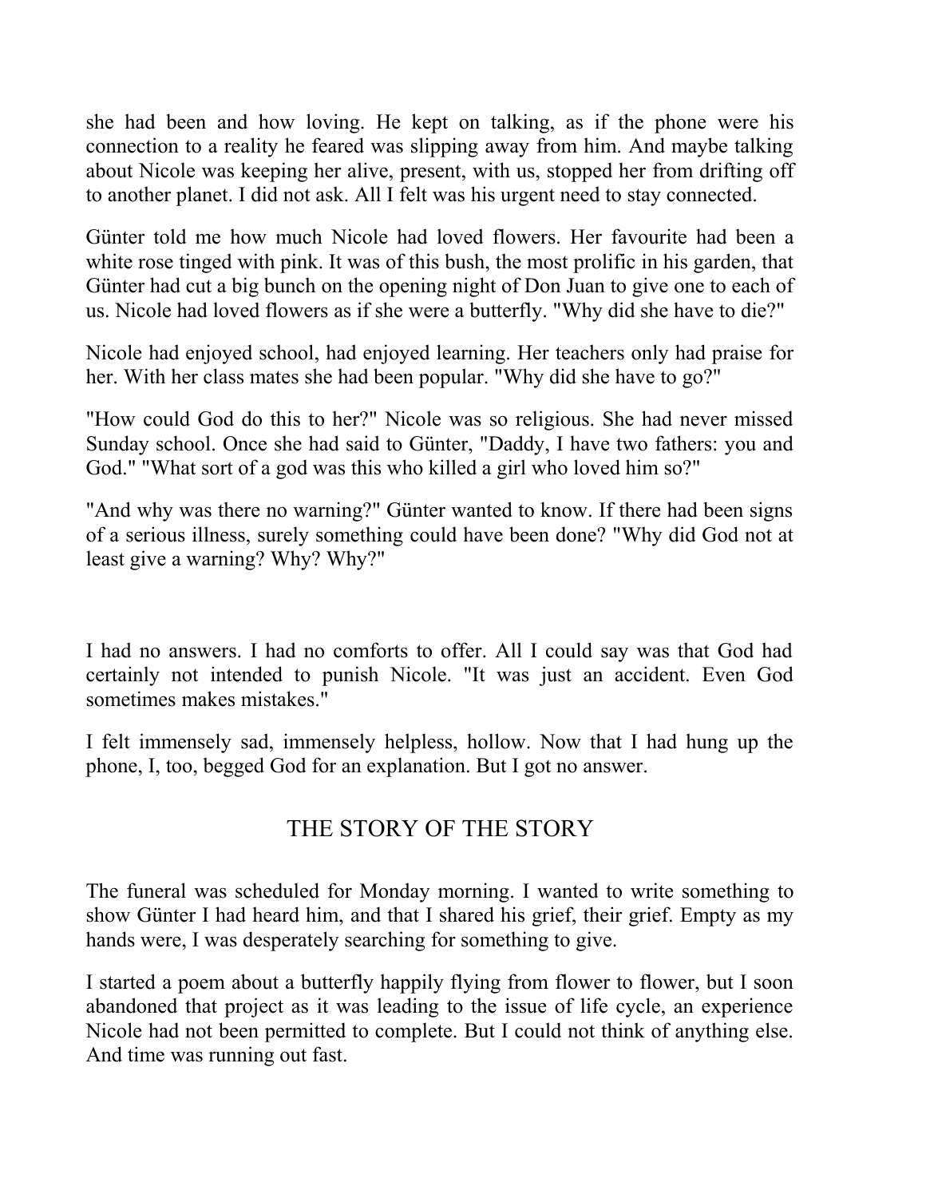she had been and how loving. He kept on talking, as if the phone were his connection to a reality he feared was slipping away from him. And maybe talking about Nicole was keeping her alive, present, with us, stopped her from drifting off to another planet. I did not ask. All I felt was his urgent need to stay connected.

Günter told me how much Nicole had loved flowers. Her favourite had been a white rose tinged with pink. It was of this bush, the most prolific in his garden, that Günter had cut a big bunch on the opening night of Don Juan to give one to each of us. Nicole had loved flowers as if she were a butterfly. "Why did she have to die?"

Nicole had enjoyed school, had enjoyed learning. Her teachers only had praise for her. With her class mates she had been popular. "Why did she have to go?"

"How could God do this to her?" Nicole was so religious. She had never missed Sunday school. Once she had said to Günter, "Daddy, I have two fathers: you and God." "What sort of a god was this who killed a girl who loved him so?"

"And why was there no warning?" Günter wanted to know. If there had been signs of a serious illness, surely something could have been done? "Why did God not at least give a warning? Why? Why?"

I had no answers. I had no comforts to offer. All I could say was that God had certainly not intended to punish Nicole. "It was just an accident. Even God sometimes makes mistakes."

I felt immensely sad, immensely helpless, hollow. Now that I had hung up the phone, I, too, begged God for an explanation. But I got no answer.

## THE STORY OF THE STORY

The funeral was scheduled for Monday morning. I wanted to write something to show Günter I had heard him, and that I shared his grief, their grief. Empty as my hands were, I was desperately searching for something to give.

I started a poem about a butterfly happily flying from flower to flower, but I soon abandoned that project as it was leading to the issue of life cycle, an experience Nicole had not been permitted to complete. But I could not think of anything else. And time was running out fast.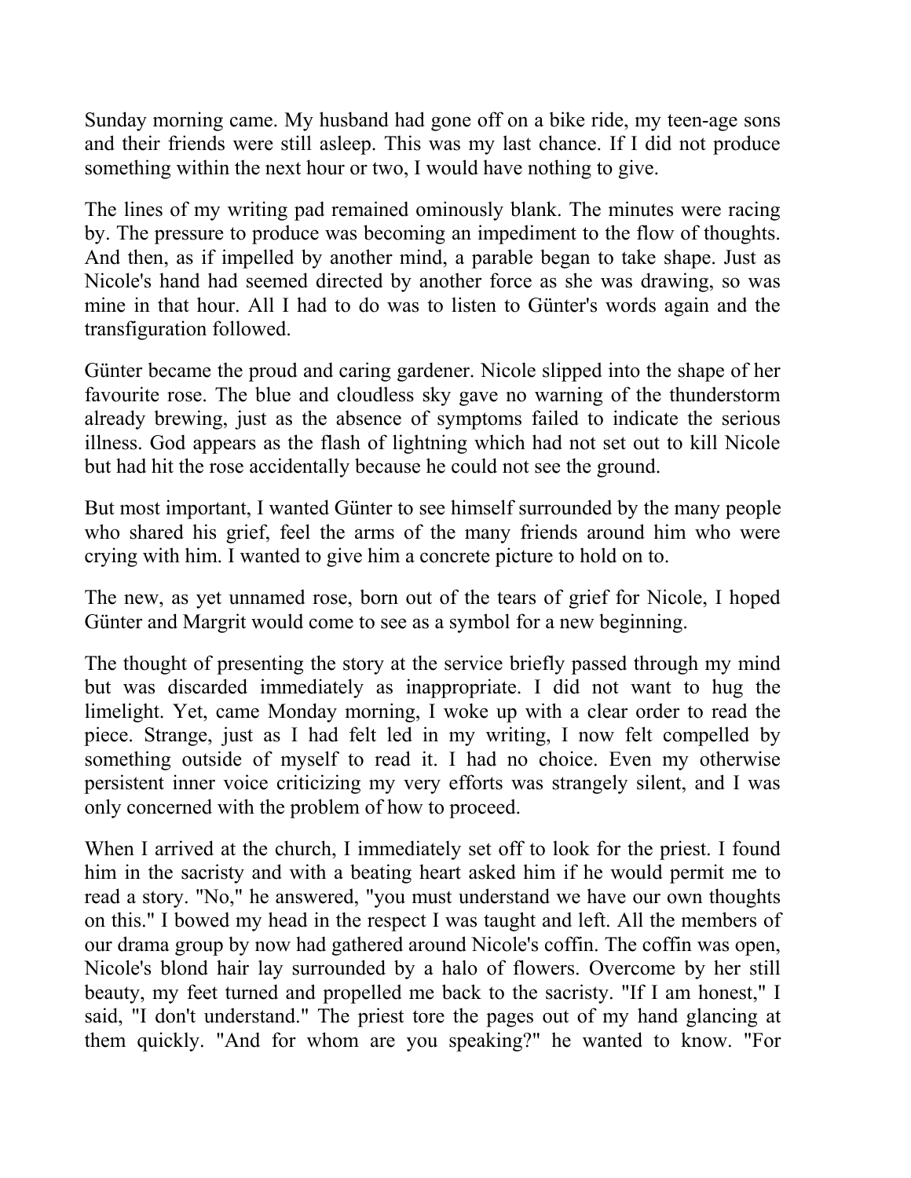Sunday morning came. My husband had gone off on a bike ride, my teen-age sons and their friends were still asleep. This was my last chance. If I did not produce something within the next hour or two, I would have nothing to give.

The lines of my writing pad remained ominously blank. The minutes were racing by. The pressure to produce was becoming an impediment to the flow of thoughts. And then, as if impelled by another mind, a parable began to take shape. Just as Nicole's hand had seemed directed by another force as she was drawing, so was mine in that hour. All I had to do was to listen to Günter's words again and the transfiguration followed.

Günter became the proud and caring gardener. Nicole slipped into the shape of her favourite rose. The blue and cloudless sky gave no warning of the thunderstorm already brewing, just as the absence of symptoms failed to indicate the serious illness. God appears as the flash of lightning which had not set out to kill Nicole but had hit the rose accidentally because he could not see the ground.

But most important, I wanted Günter to see himself surrounded by the many people who shared his grief, feel the arms of the many friends around him who were crying with him. I wanted to give him a concrete picture to hold on to.

The new, as yet unnamed rose, born out of the tears of grief for Nicole, I hoped Günter and Margrit would come to see as a symbol for a new beginning.

The thought of presenting the story at the service briefly passed through my mind but was discarded immediately as inappropriate. I did not want to hug the limelight. Yet, came Monday morning, I woke up with a clear order to read the piece. Strange, just as I had felt led in my writing, I now felt compelled by something outside of myself to read it. I had no choice. Even my otherwise persistent inner voice criticizing my very efforts was strangely silent, and I was only concerned with the problem of how to proceed.

When I arrived at the church, I immediately set off to look for the priest. I found him in the sacristy and with a beating heart asked him if he would permit me to read a story. "No," he answered, "you must understand we have our own thoughts on this." I bowed my head in the respect I was taught and left. All the members of our drama group by now had gathered around Nicole's coffin. The coffin was open, Nicole's blond hair lay surrounded by a halo of flowers. Overcome by her still beauty, my feet turned and propelled me back to the sacristy. "If I am honest," I said, "I don't understand." The priest tore the pages out of my hand glancing at them quickly. "And for whom are you speaking?" he wanted to know. "For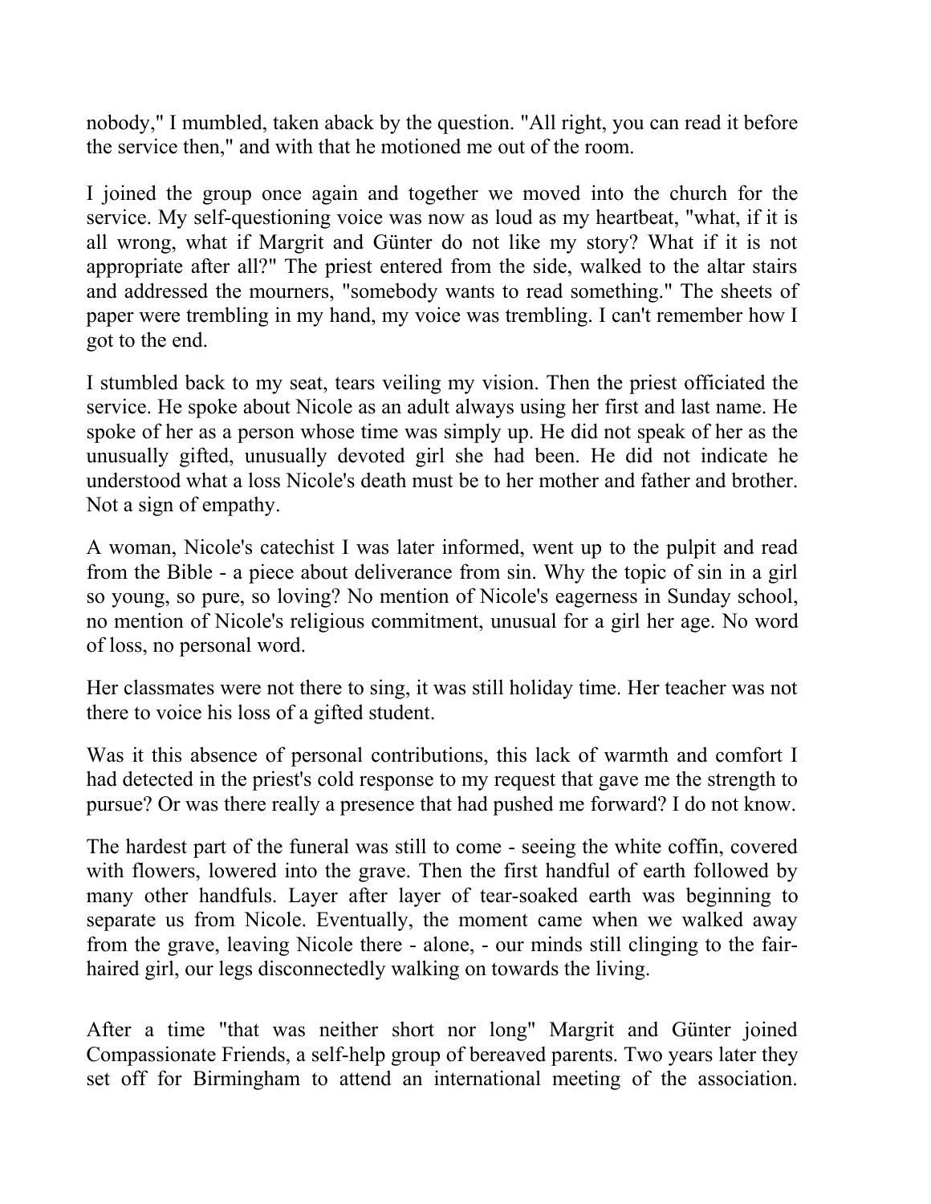nobody," I mumbled, taken aback by the question. "All right, you can read it before the service then," and with that he motioned me out of the room.

I joined the group once again and together we moved into the church for the service. My self-questioning voice was now as loud as my heartbeat, "what, if it is all wrong, what if Margrit and Günter do not like my story? What if it is not appropriate after all?" The priest entered from the side, walked to the altar stairs and addressed the mourners, "somebody wants to read something." The sheets of paper were trembling in my hand, my voice was trembling. I can't remember how I got to the end.

I stumbled back to my seat, tears veiling my vision. Then the priest officiated the service. He spoke about Nicole as an adult always using her first and last name. He spoke of her as a person whose time was simply up. He did not speak of her as the unusually gifted, unusually devoted girl she had been. He did not indicate he understood what a loss Nicole's death must be to her mother and father and brother. Not a sign of empathy.

A woman, Nicole's catechist I was later informed, went up to the pulpit and read from the Bible - a piece about deliverance from sin. Why the topic of sin in a girl so young, so pure, so loving? No mention of Nicole's eagerness in Sunday school, no mention of Nicole's religious commitment, unusual for a girl her age. No word of loss, no personal word.

Her classmates were not there to sing, it was still holiday time. Her teacher was not there to voice his loss of a gifted student.

Was it this absence of personal contributions, this lack of warmth and comfort I had detected in the priest's cold response to my request that gave me the strength to pursue? Or was there really a presence that had pushed me forward? I do not know.

The hardest part of the funeral was still to come - seeing the white coffin, covered with flowers, lowered into the grave. Then the first handful of earth followed by many other handfuls. Layer after layer of tear-soaked earth was beginning to separate us from Nicole. Eventually, the moment came when we walked away from the grave, leaving Nicole there - alone, - our minds still clinging to the fair-haired girl, our legs disconnectedly walking on towards the living.

After a time "that was neither short nor long" Margrit and Günter joined Compassionate Friends, a self-help group of bereaved parents. Two years later they set off for Birmingham to attend an international meeting of the association.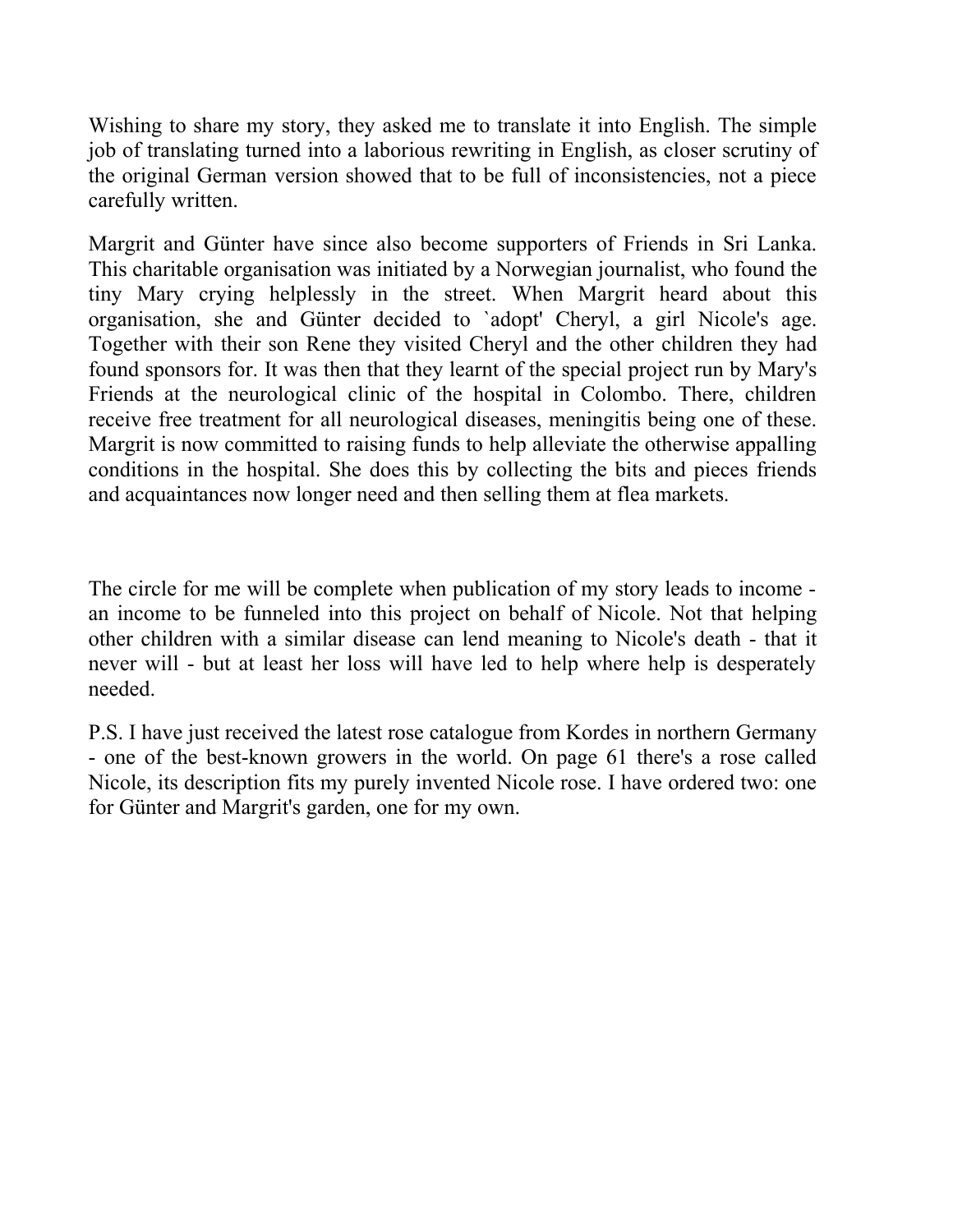Wishing to share my story, they asked me to translate it into English. The simple job of translating turned into a laborious rewriting in English, as closer scrutiny of the original German version showed that to be full of inconsistencies, not a piece carefully written.

Margrit and Günter have since also become supporters of Friends in Sri Lanka. This charitable organisation was initiated by a Norwegian journalist, who found the tiny Mary crying helplessly in the street. When Margrit heard about this organisation, she and Günter decided to `adopt' Cheryl, a girl Nicole's age. Together with their son Rene they visited Cheryl and the other children they had found sponsors for. It was then that they learnt of the special project run by Mary's Friends at the neurological clinic of the hospital in Colombo. There, children receive free treatment for all neurological diseases, meningitis being one of these. Margrit is now committed to raising funds to help alleviate the otherwise appalling conditions in the hospital. She does this by collecting the bits and pieces friends and acquaintances now longer need and then selling them at flea markets.

The circle for me will be complete when publication of my story leads to income - an income to be funneled into this project on behalf of Nicole. Not that helping other children with a similar disease can lend meaning to Nicole's death - that it never will - but at least her loss will have led to help where help is desperately needed.

P.S. I have just received the latest rose catalogue from Kordes in northern Germany - one of the best-known growers in the world. On page 61 there's a rose called Nicole, its description fits my purely invented Nicole rose. I have ordered two: one for Günter and Margrit's garden, one for my own.